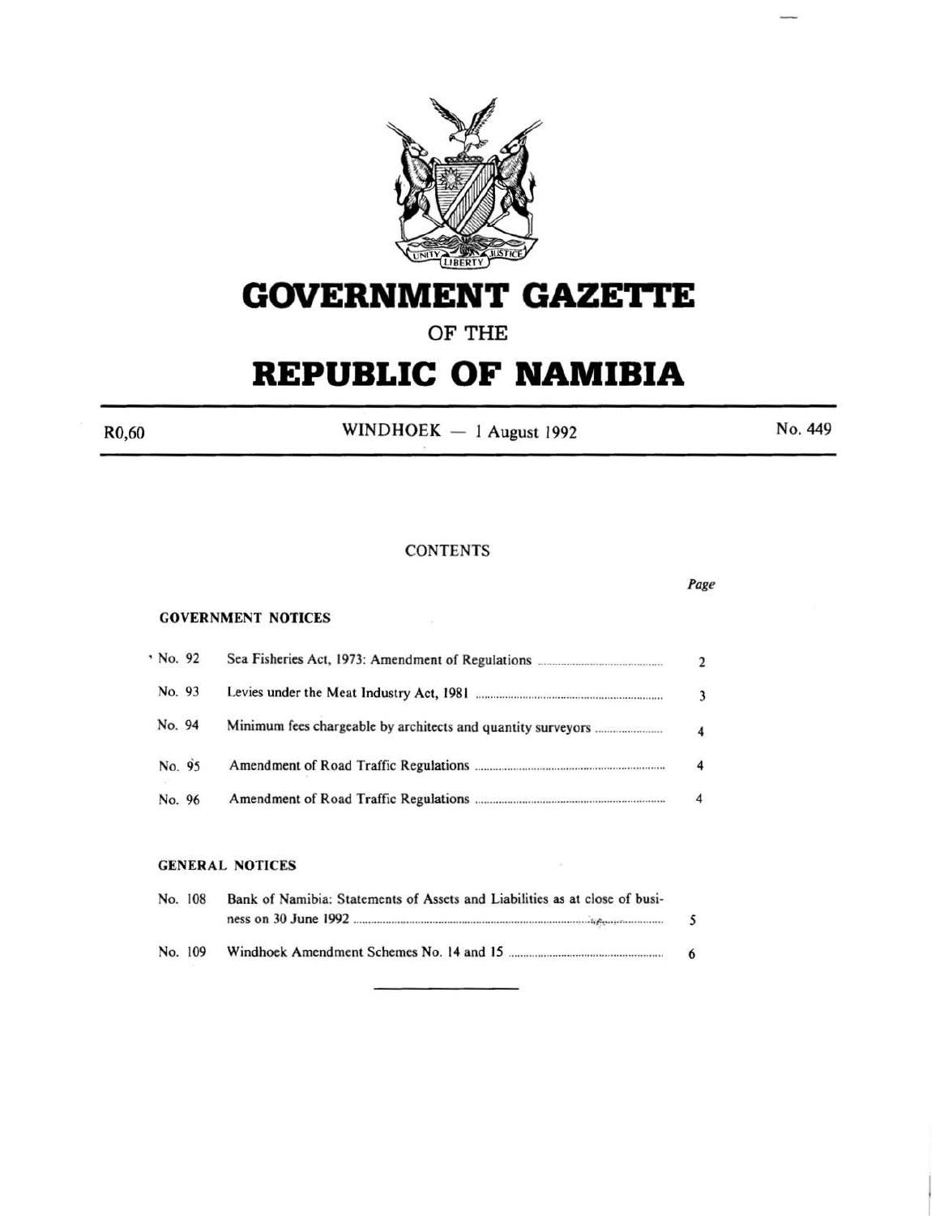# GOVERNMENT GAZETTE

OF THE

# REPUBLIC OF NAMIBIA

| R0,60 | WINDHOEK — 1 August 1992 | No. 449 |
|---|---|---|

## CONTENTS

### GOVERNMENT NOTICES

| | | Page |
|---|---|---|
| No. 92 | Sea Fisheries Act, 1973: Amendment of Regulations | 2 |
| No. 93 | Levies under the Meat Industry Act, 1981 | 3 |
| No. 94 | Minimum fees chargeable by architects and quantity surveyors | 4 |
| No. 95 | Amendment of Road Traffic Regulations | 4 |
| No. 96 | Amendment of Road Traffic Regulations | 4 |

### GENERAL NOTICES

| | | |
|---|---|---|
| No. 108 | Bank of Namibia: Statements of Assets and Liabilities as at close of business on 30 June 1992 | 5 |
| No. 109 | Windhoek Amendment Schemes No. 14 and 15 | 6 |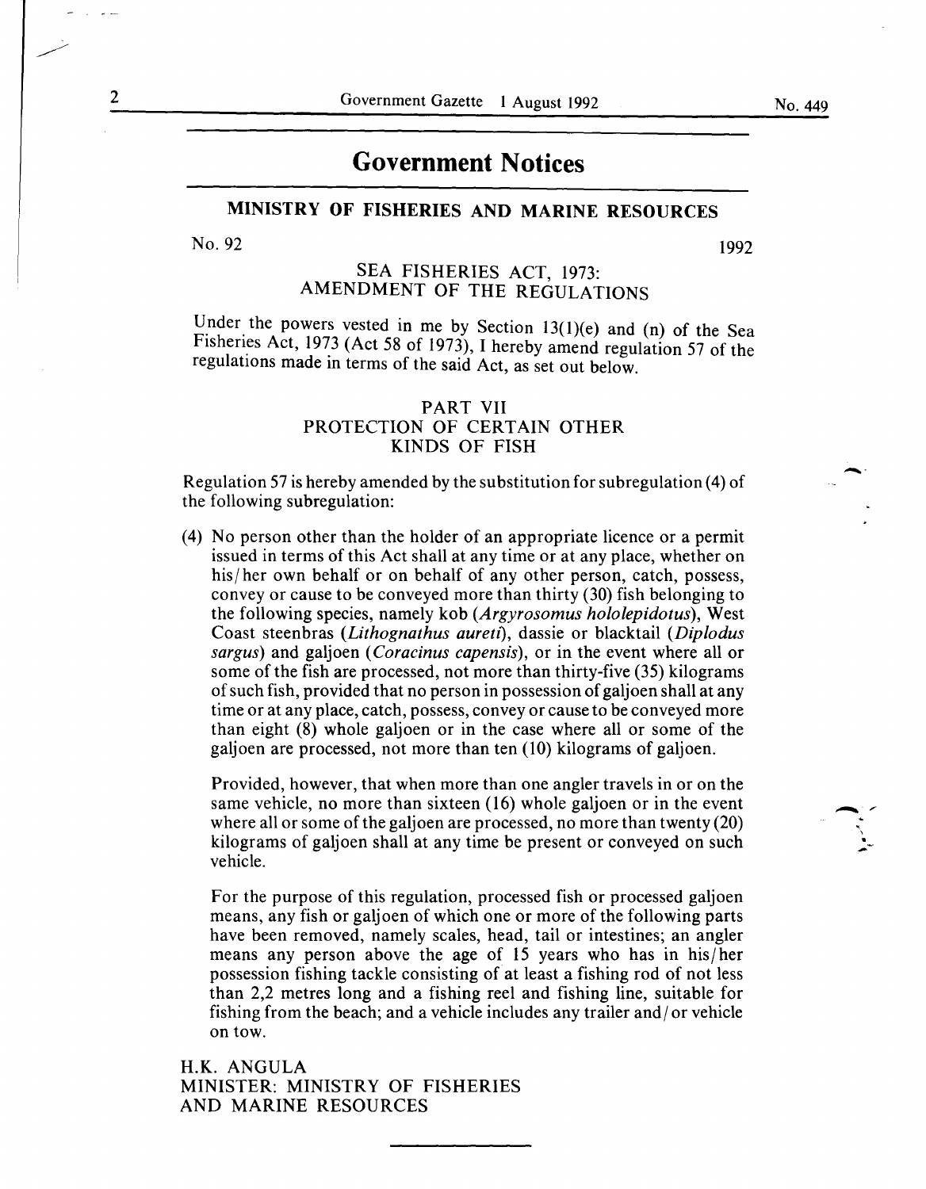# Government Notices

## MINISTRY OF FISHERIES AND MARINE RESOURCES

No. 92 1992

### SEA FISHERIES ACT, 1973: AMENDMENT OF THE REGULATIONS

Under the powers vested in me by Section 13(1)(e) and (n) of the Sea Fisheries Act, 1973 (Act 58 of 1973), I hereby amend regulation 57 of the regulations made in terms of the said Act, as set out below.

### PART VII
### PROTECTION OF CERTAIN OTHER KINDS OF FISH

Regulation 57 is hereby amended by the substitution for subregulation (4) of the following subregulation:

(4) No person other than the holder of an appropriate licence or a permit issued in terms of this Act shall at any time or at any place, whether on his/her own behalf or on behalf of any other person, catch, possess, convey or cause to be conveyed more than thirty (30) fish belonging to the following species, namely kob (*Argyrosomus hololepidotus*), West Coast steenbras (*Lithognathus aureti*), dassie or blacktail (*Diplodus sargus*) and galjoen (*Coracinus capensis*), or in the event where all or some of the fish are processed, not more than thirty-five (35) kilograms of such fish, provided that no person in possession of galjoen shall at any time or at any place, catch, possess, convey or cause to be conveyed more than eight (8) whole galjoen or in the case where all or some of the galjoen are processed, not more than ten (10) kilograms of galjoen.

Provided, however, that when more than one angler travels in or on the same vehicle, no more than sixteen (16) whole galjoen or in the event where all or some of the galjoen are processed, no more than twenty (20) kilograms of galjoen shall at any time be present or conveyed on such vehicle.

For the purpose of this regulation, processed fish or processed galjoen means, any fish or galjoen of which one or more of the following parts have been removed, namely scales, head, tail or intestines; an angler means any person above the age of 15 years who has in his/her possession fishing tackle consisting of at least a fishing rod of not less than 2,2 metres long and a fishing reel and fishing line, suitable for fishing from the beach; and a vehicle includes any trailer and/or vehicle on tow.

H.K. ANGULA
MINISTER: MINISTRY OF FISHERIES AND MARINE RESOURCES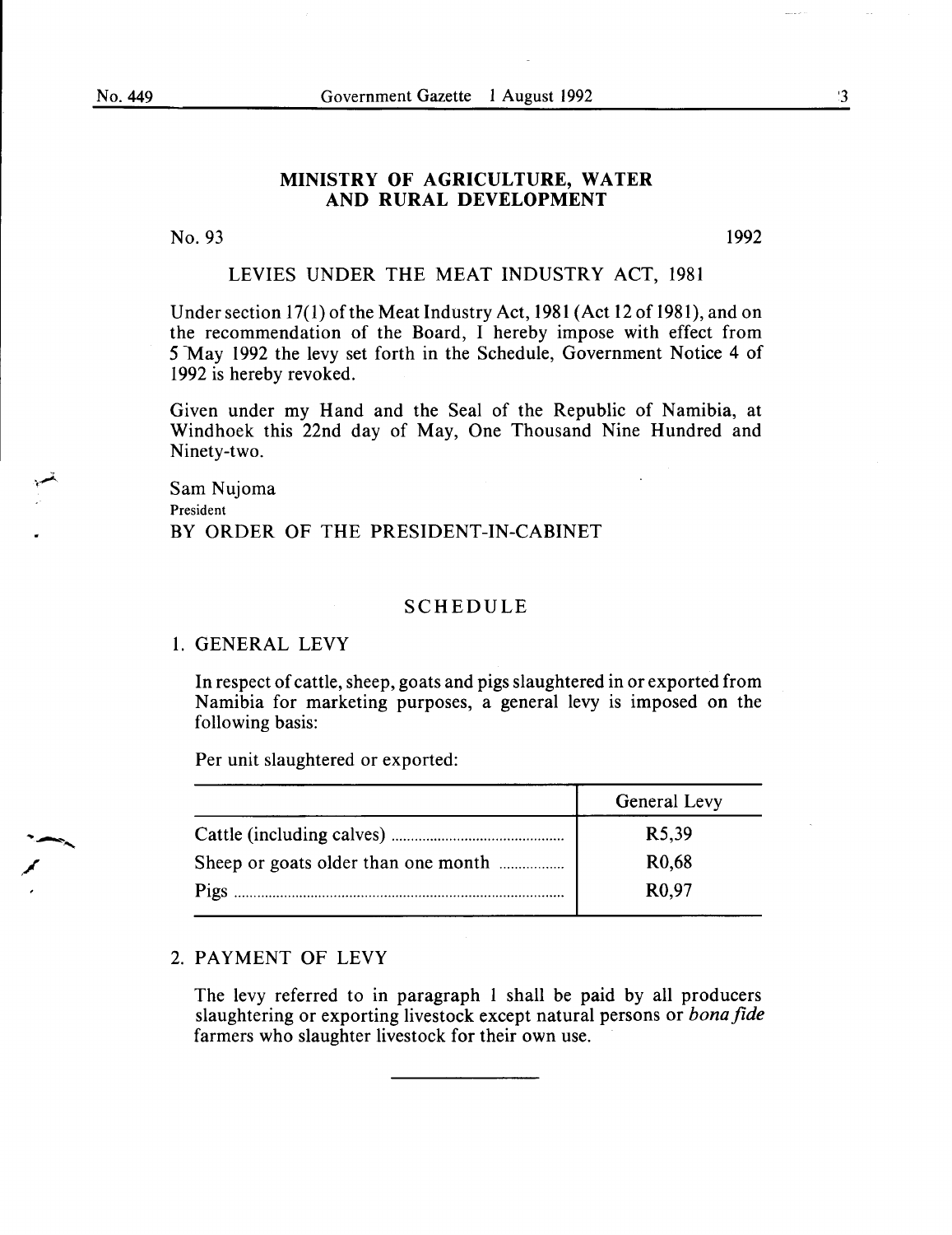## MINISTRY OF AGRICULTURE, WATER AND RURAL DEVELOPMENT

No. 93 1992

### LEVIES UNDER THE MEAT INDUSTRY ACT, 1981

Under section 17(1) of the Meat Industry Act, 1981 (Act 12 of 1981), and on the recommendation of the Board, I hereby impose with effect from 5 May 1992 the levy set forth in the Schedule, Government Notice 4 of 1992 is hereby revoked.

Given under my Hand and the Seal of the Republic of Namibia, at Windhoek this 22nd day of May, One Thousand Nine Hundred and Ninety-two.

Sam Nujoma
President
BY ORDER OF THE PRESIDENT-IN-CABINET

### SCHEDULE

1. GENERAL LEVY

In respect of cattle, sheep, goats and pigs slaughtered in or exported from Namibia for marketing purposes, a general levy is imposed on the following basis:

Per unit slaughtered or exported:

| | General Levy |
|---|---|
| Cattle (including calves) | R5,39 |
| Sheep or goats older than one month | R0,68 |
| Pigs | R0,97 |

2. PAYMENT OF LEVY

The levy referred to in paragraph 1 shall be paid by all producers slaughtering or exporting livestock except natural persons or *bona fide* farmers who slaughter livestock for their own use.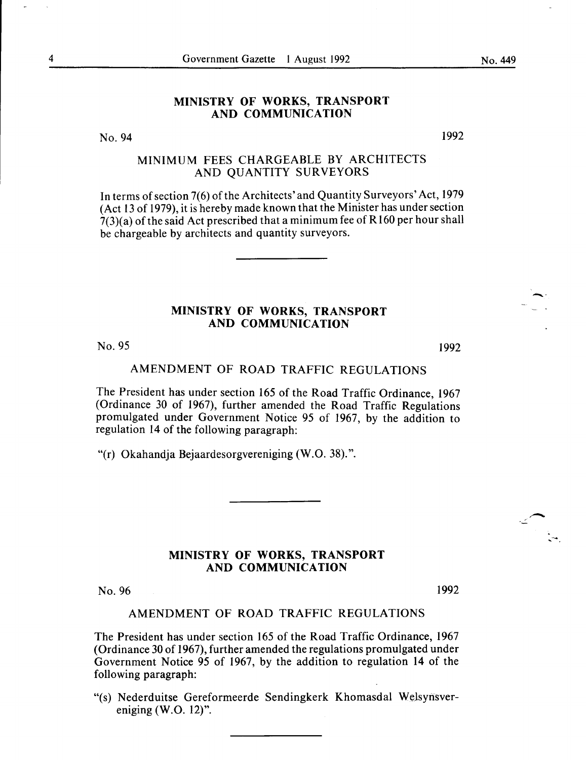## MINISTRY OF WORKS, TRANSPORT AND COMMUNICATION

No. 94 1992

### MINIMUM FEES CHARGEABLE BY ARCHITECTS AND QUANTITY SURVEYORS

In terms of section 7(6) of the Architects' and Quantity Surveyors' Act, 1979 (Act 13 of 1979), it is hereby made known that the Minister has under section 7(3)(a) of the said Act prescribed that a minimum fee of R160 per hour shall be chargeable by architects and quantity surveyors.

---

## MINISTRY OF WORKS, TRANSPORT AND COMMUNICATION

No. 95 1992

### AMENDMENT OF ROAD TRAFFIC REGULATIONS

The President has under section 165 of the Road Traffic Ordinance, 1967 (Ordinance 30 of 1967), further amended the Road Traffic Regulations promulgated under Government Notice 95 of 1967, by the addition to regulation 14 of the following paragraph:

"(r) Okahandja Bejaardesorgvereniging (W.O. 38).".

---

## MINISTRY OF WORKS, TRANSPORT AND COMMUNICATION

No. 96 1992

### AMENDMENT OF ROAD TRAFFIC REGULATIONS

The President has under section 165 of the Road Traffic Ordinance, 1967 (Ordinance 30 of 1967), further amended the regulations promulgated under Government Notice 95 of 1967, by the addition to regulation 14 of the following paragraph:

"(s) Nederduitse Gereformeerde Sendingkerk Khomasdal Welsynsvereniging (W.O. 12)".

---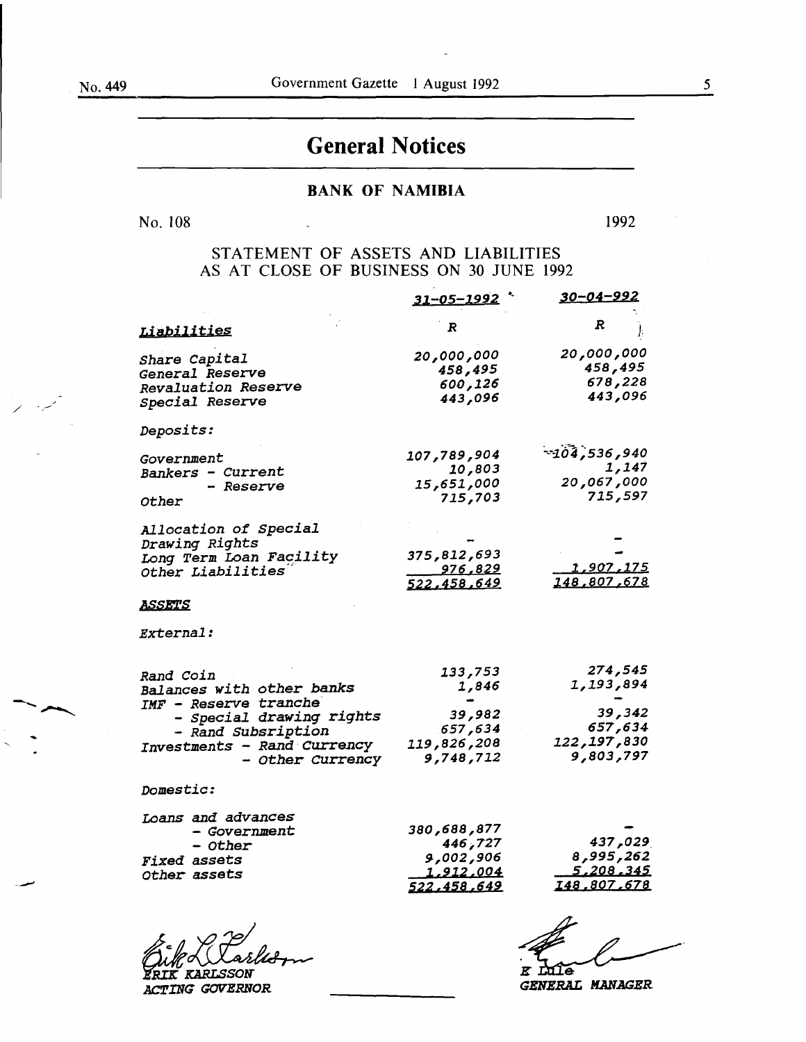# General Notices

## BANK OF NAMIBIA

No. 108 1992

STATEMENT OF ASSETS AND LIABILITIES
AS AT CLOSE OF BUSINESS ON 30 JUNE 1992

| | 31-05-1992 | 30-04-992 |
|---|---|---|
| ***Liabilities*** | *R* | *R* |
| *Share Capital* | *20,000,000* | *20,000,000* |
| *General Reserve* | *458,495* | *458,495* |
| *Revaluation Reserve* | *600,126* | *678,228* |
| *Special Reserve* | *443,096* | *443,096* |
| *Deposits:* | | |
| *Government* | *107,789,904* | *104,536,940* |
| *Bankers - Current* | *10,803* | *1,147* |
| *- Reserve* | *15,651,000* | *20,067,000* |
| *Other* | *715,703* | *715,597* |
| *Allocation of Special Drawing Rights* | - | - |
| *Long Term Loan Facility* | *375,812,693* | - |
| *Other Liabilities* | *976,829* | *1,907,175* |
| | *522,458,649* | *148,807,678* |
| ***ASSETS*** | | |
| *External:* | | |
| *Rand Coin* | *133,753* | *274,545* |
| *Balances with other banks* | *1,846* | *1,193,894* |
| *IMF - Reserve tranche* | - | - |
| *- Special drawing rights* | *39,982* | *39,342* |
| *- Rand Subsription* | *657,634* | *657,634* |
| *Investments - Rand Currency* | *119,826,208* | *122,197,830* |
| *- Other Currency* | *9,748,712* | *9,803,797* |
| *Domestic:* | | |
| *Loans and advances* | | |
| *- Government* | *380,688,877* | - |
| *- Other* | *446,727* | *437,029* |
| *Fixed assets* | *9,002,906* | *8,995,262* |
| *Other assets* | *1,912,004* | *5,208,345* |
| | *522,458,649* | *148,807,678* |

*ERIK KARLSSON*
*ACTING GOVERNOR*

*E Lule*
*GENERAL MANAGER*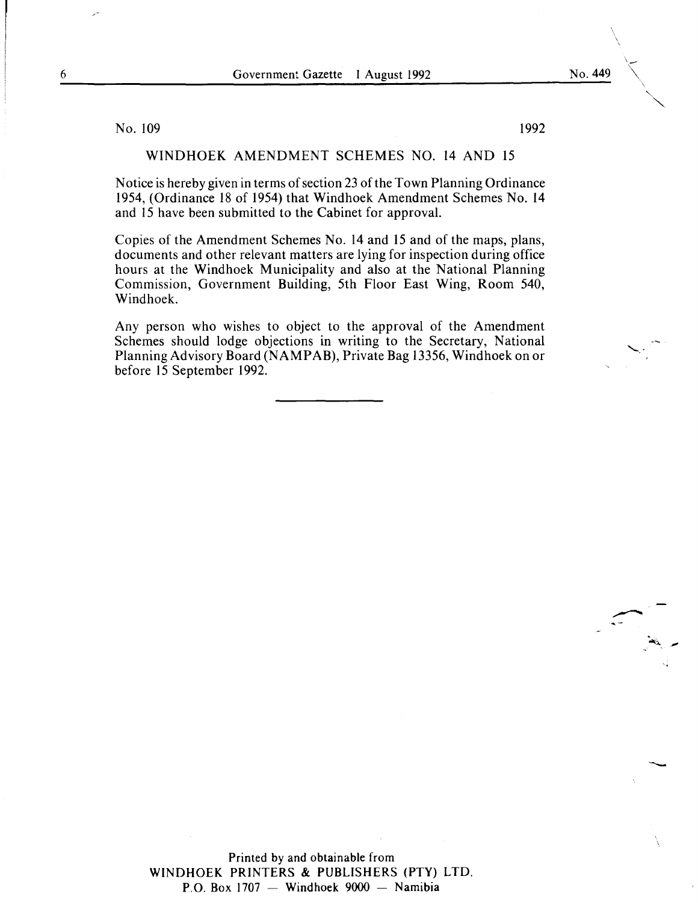No. 109 1992

## WINDHOEK AMENDMENT SCHEMES NO. 14 AND 15

Notice is hereby given in terms of section 23 of the Town Planning Ordinance 1954, (Ordinance 18 of 1954) that Windhoek Amendment Schemes No. 14 and 15 have been submitted to the Cabinet for approval.

Copies of the Amendment Schemes No. 14 and 15 and of the maps, plans, documents and other relevant matters are lying for inspection during office hours at the Windhoek Municipality and also at the National Planning Commission, Government Building, 5th Floor East Wing, Room 540, Windhoek.

Any person who wishes to object to the approval of the Amendment Schemes should lodge objections in writing to the Secretary, National Planning Advisory Board (NAMPAB), Private Bag 13356, Windhoek on or before 15 September 1992.

---

Printed by and obtainable from
WINDHOEK PRINTERS & PUBLISHERS (PTY) LTD.
P.O. Box 1707 — Windhoek 9000 — Namibia